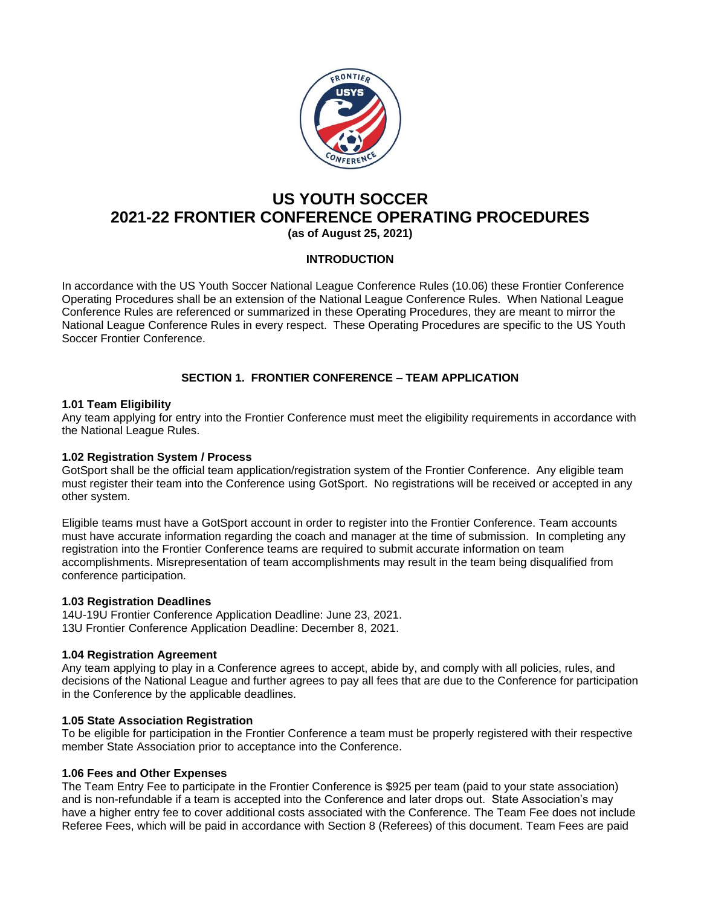# US YOUTH SOCCER
# 2021-22 FRONTIER CONFERENCE OPERATING PROCEDURES

**(as of August 25, 2021)**

## INTRODUCTION

In accordance with the US Youth Soccer National League Conference Rules (10.06) these Frontier Conference Operating Procedures shall be an extension of the National League Conference Rules. When National League Conference Rules are referenced or summarized in these Operating Procedures, they are meant to mirror the National League Conference Rules in every respect. These Operating Procedures are specific to the US Youth Soccer Frontier Conference.

## SECTION 1. FRONTIER CONFERENCE – TEAM APPLICATION

### 1.01 Team Eligibility

Any team applying for entry into the Frontier Conference must meet the eligibility requirements in accordance with the National League Rules.

### 1.02 Registration System / Process

GotSport shall be the official team application/registration system of the Frontier Conference. Any eligible team must register their team into the Conference using GotSport. No registrations will be received or accepted in any other system.

Eligible teams must have a GotSport account in order to register into the Frontier Conference. Team accounts must have accurate information regarding the coach and manager at the time of submission. In completing any registration into the Frontier Conference teams are required to submit accurate information on team accomplishments. Misrepresentation of team accomplishments may result in the team being disqualified from conference participation.

### 1.03 Registration Deadlines

14U-19U Frontier Conference Application Deadline: June 23, 2021.
13U Frontier Conference Application Deadline: December 8, 2021.

### 1.04 Registration Agreement

Any team applying to play in a Conference agrees to accept, abide by, and comply with all policies, rules, and decisions of the National League and further agrees to pay all fees that are due to the Conference for participation in the Conference by the applicable deadlines.

### 1.05 State Association Registration

To be eligible for participation in the Frontier Conference a team must be properly registered with their respective member State Association prior to acceptance into the Conference.

### 1.06 Fees and Other Expenses

The Team Entry Fee to participate in the Frontier Conference is $925 per team (paid to your state association) and is non-refundable if a team is accepted into the Conference and later drops out. State Association's may have a higher entry fee to cover additional costs associated with the Conference. The Team Fee does not include Referee Fees, which will be paid in accordance with Section 8 (Referees) of this document. Team Fees are paid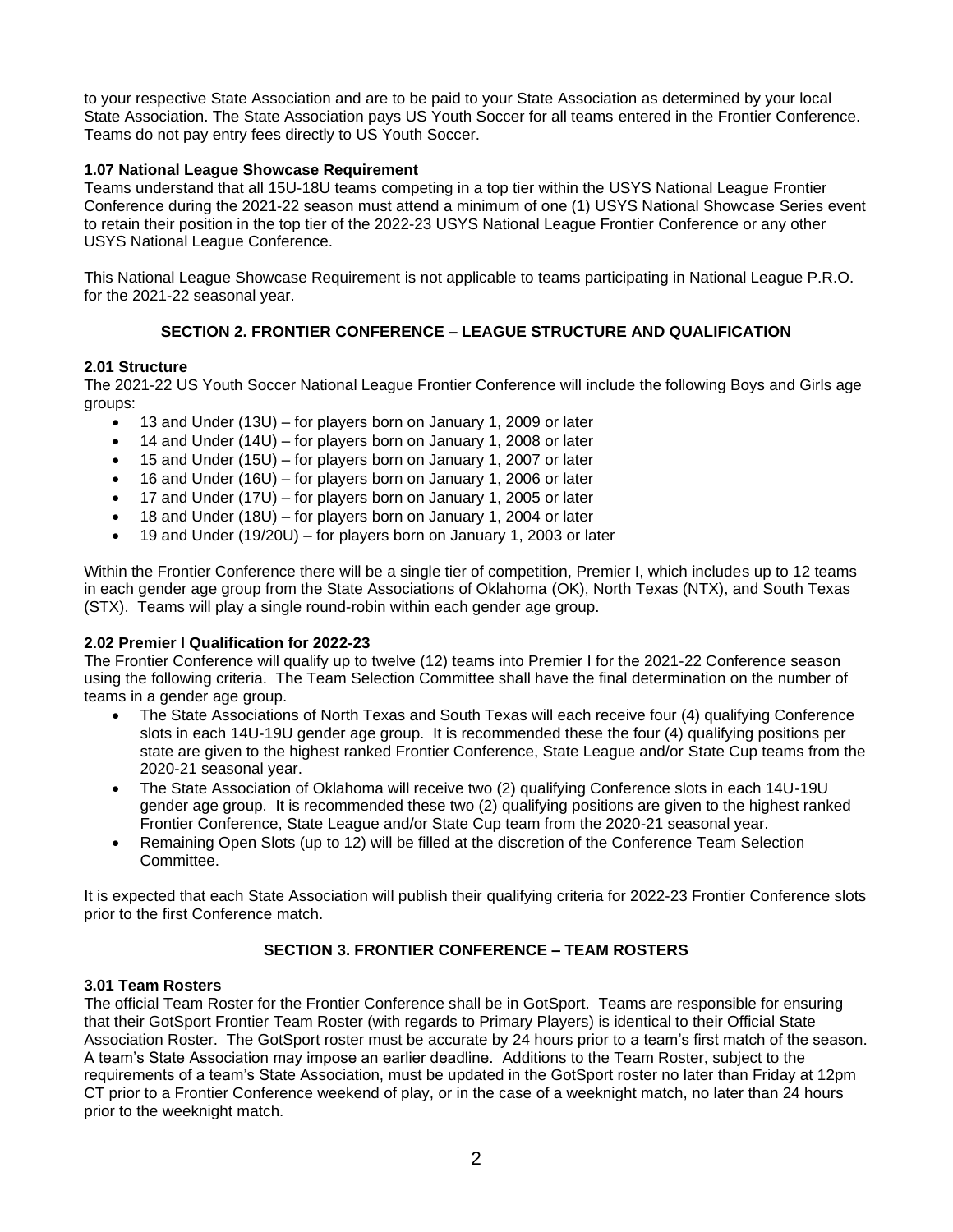to your respective State Association and are to be paid to your State Association as determined by your local State Association. The State Association pays US Youth Soccer for all teams entered in the Frontier Conference. Teams do not pay entry fees directly to US Youth Soccer.

### 1.07 National League Showcase Requirement

Teams understand that all 15U-18U teams competing in a top tier within the USYS National League Frontier Conference during the 2021-22 season must attend a minimum of one (1) USYS National Showcase Series event to retain their position in the top tier of the 2022-23 USYS National League Frontier Conference or any other USYS National League Conference.

This National League Showcase Requirement is not applicable to teams participating in National League P.R.O. for the 2021-22 seasonal year.

## SECTION 2. FRONTIER CONFERENCE – LEAGUE STRUCTURE AND QUALIFICATION

### 2.01 Structure

The 2021-22 US Youth Soccer National League Frontier Conference will include the following Boys and Girls age groups:

- 13 and Under (13U) – for players born on January 1, 2009 or later
- 14 and Under (14U) – for players born on January 1, 2008 or later
- 15 and Under (15U) – for players born on January 1, 2007 or later
- 16 and Under (16U) – for players born on January 1, 2006 or later
- 17 and Under (17U) – for players born on January 1, 2005 or later
- 18 and Under (18U) – for players born on January 1, 2004 or later
- 19 and Under (19/20U) – for players born on January 1, 2003 or later

Within the Frontier Conference there will be a single tier of competition, Premier I, which includes up to 12 teams in each gender age group from the State Associations of Oklahoma (OK), North Texas (NTX), and South Texas (STX). Teams will play a single round-robin within each gender age group.

### 2.02 Premier I Qualification for 2022-23

The Frontier Conference will qualify up to twelve (12) teams into Premier I for the 2021-22 Conference season using the following criteria. The Team Selection Committee shall have the final determination on the number of teams in a gender age group.

- The State Associations of North Texas and South Texas will each receive four (4) qualifying Conference slots in each 14U-19U gender age group. It is recommended these the four (4) qualifying positions per state are given to the highest ranked Frontier Conference, State League and/or State Cup teams from the 2020-21 seasonal year.
- The State Association of Oklahoma will receive two (2) qualifying Conference slots in each 14U-19U gender age group. It is recommended these two (2) qualifying positions are given to the highest ranked Frontier Conference, State League and/or State Cup team from the 2020-21 seasonal year.
- Remaining Open Slots (up to 12) will be filled at the discretion of the Conference Team Selection Committee.

It is expected that each State Association will publish their qualifying criteria for 2022-23 Frontier Conference slots prior to the first Conference match.

## SECTION 3. FRONTIER CONFERENCE – TEAM ROSTERS

### 3.01 Team Rosters

The official Team Roster for the Frontier Conference shall be in GotSport. Teams are responsible for ensuring that their GotSport Frontier Team Roster (with regards to Primary Players) is identical to their Official State Association Roster. The GotSport roster must be accurate by 24 hours prior to a team's first match of the season. A team's State Association may impose an earlier deadline. Additions to the Team Roster, subject to the requirements of a team's State Association, must be updated in the GotSport roster no later than Friday at 12pm CT prior to a Frontier Conference weekend of play, or in the case of a weeknight match, no later than 24 hours prior to the weeknight match.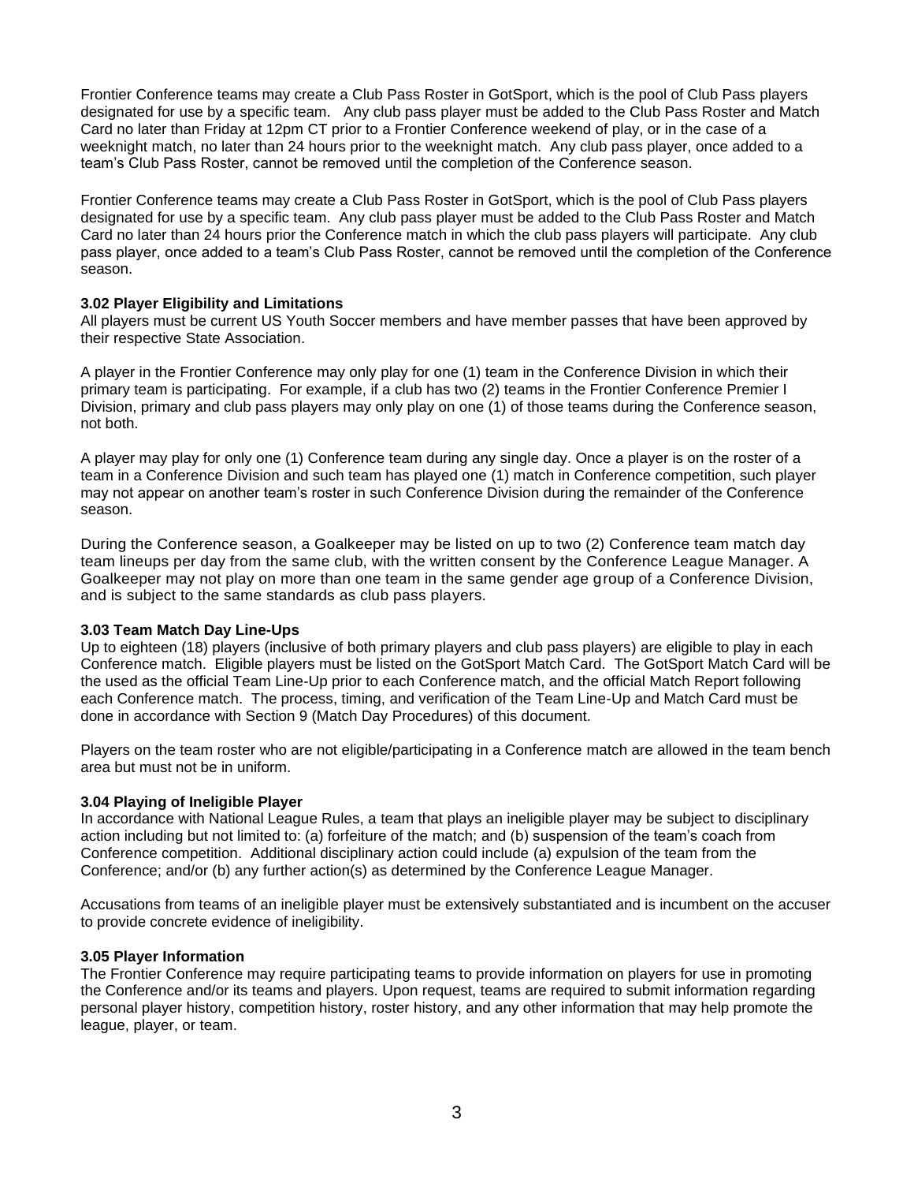Frontier Conference teams may create a Club Pass Roster in GotSport, which is the pool of Club Pass players designated for use by a specific team. Any club pass player must be added to the Club Pass Roster and Match Card no later than Friday at 12pm CT prior to a Frontier Conference weekend of play, or in the case of a weeknight match, no later than 24 hours prior to the weeknight match. Any club pass player, once added to a team's Club Pass Roster, cannot be removed until the completion of the Conference season.

Frontier Conference teams may create a Club Pass Roster in GotSport, which is the pool of Club Pass players designated for use by a specific team. Any club pass player must be added to the Club Pass Roster and Match Card no later than 24 hours prior the Conference match in which the club pass players will participate. Any club pass player, once added to a team's Club Pass Roster, cannot be removed until the completion of the Conference season.

**3.02 Player Eligibility and Limitations**

All players must be current US Youth Soccer members and have member passes that have been approved by their respective State Association.

A player in the Frontier Conference may only play for one (1) team in the Conference Division in which their primary team is participating. For example, if a club has two (2) teams in the Frontier Conference Premier I Division, primary and club pass players may only play on one (1) of those teams during the Conference season, not both.

A player may play for only one (1) Conference team during any single day. Once a player is on the roster of a team in a Conference Division and such team has played one (1) match in Conference competition, such player may not appear on another team's roster in such Conference Division during the remainder of the Conference season.

During the Conference season, a Goalkeeper may be listed on up to two (2) Conference team match day team lineups per day from the same club, with the written consent by the Conference League Manager. A Goalkeeper may not play on more than one team in the same gender age group of a Conference Division, and is subject to the same standards as club pass players.

**3.03 Team Match Day Line-Ups**

Up to eighteen (18) players (inclusive of both primary players and club pass players) are eligible to play in each Conference match. Eligible players must be listed on the GotSport Match Card. The GotSport Match Card will be the used as the official Team Line-Up prior to each Conference match, and the official Match Report following each Conference match. The process, timing, and verification of the Team Line-Up and Match Card must be done in accordance with Section 9 (Match Day Procedures) of this document.

Players on the team roster who are not eligible/participating in a Conference match are allowed in the team bench area but must not be in uniform.

**3.04 Playing of Ineligible Player**

In accordance with National League Rules, a team that plays an ineligible player may be subject to disciplinary action including but not limited to: (a) forfeiture of the match; and (b) suspension of the team's coach from Conference competition. Additional disciplinary action could include (a) expulsion of the team from the Conference; and/or (b) any further action(s) as determined by the Conference League Manager.

Accusations from teams of an ineligible player must be extensively substantiated and is incumbent on the accuser to provide concrete evidence of ineligibility.

**3.05 Player Information**

The Frontier Conference may require participating teams to provide information on players for use in promoting the Conference and/or its teams and players. Upon request, teams are required to submit information regarding personal player history, competition history, roster history, and any other information that may help promote the league, player, or team.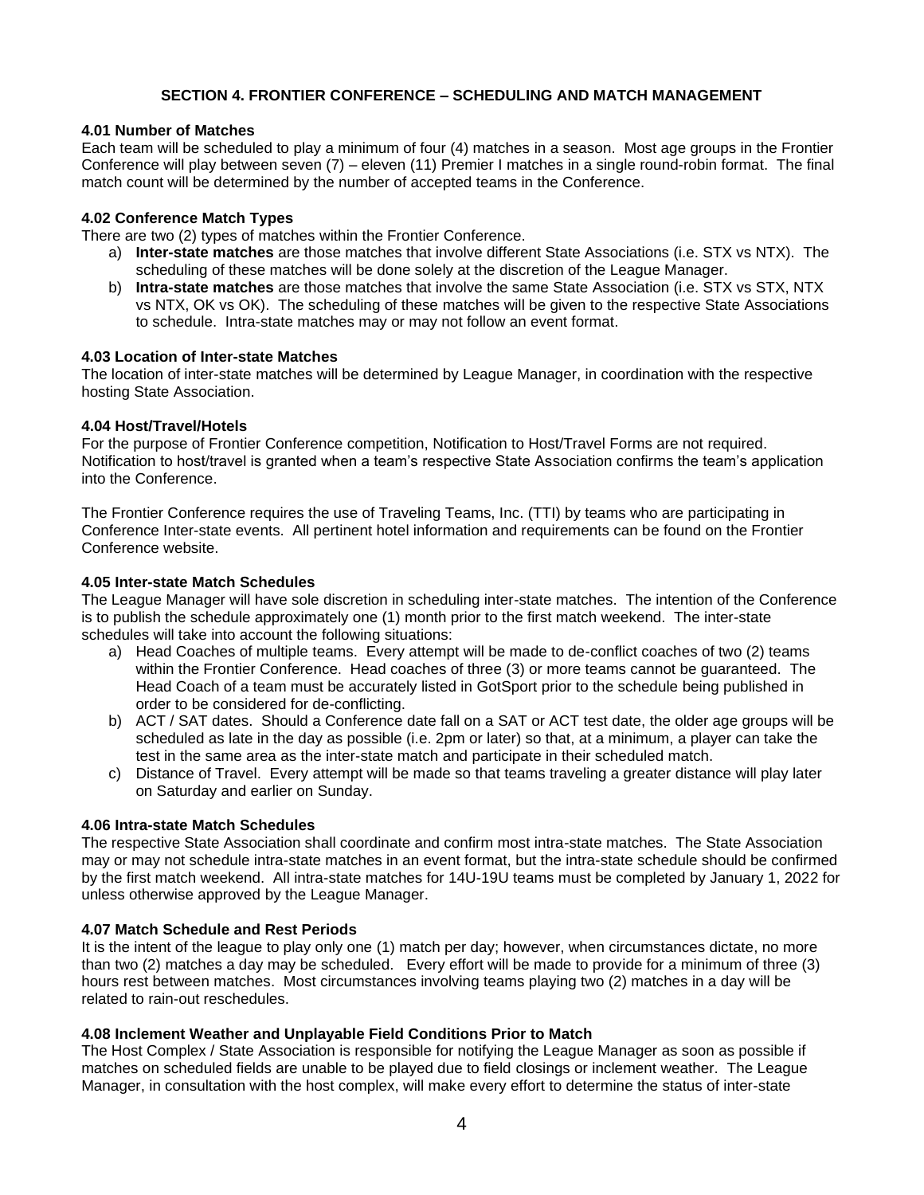## SECTION 4. FRONTIER CONFERENCE – SCHEDULING AND MATCH MANAGEMENT

### 4.01 Number of Matches

Each team will be scheduled to play a minimum of four (4) matches in a season. Most age groups in the Frontier Conference will play between seven (7) – eleven (11) Premier I matches in a single round-robin format. The final match count will be determined by the number of accepted teams in the Conference.

### 4.02 Conference Match Types

There are two (2) types of matches within the Frontier Conference.

a) **Inter-state matches** are those matches that involve different State Associations (i.e. STX vs NTX). The scheduling of these matches will be done solely at the discretion of the League Manager.

b) **Intra-state matches** are those matches that involve the same State Association (i.e. STX vs STX, NTX vs NTX, OK vs OK). The scheduling of these matches will be given to the respective State Associations to schedule. Intra-state matches may or may not follow an event format.

### 4.03 Location of Inter-state Matches

The location of inter-state matches will be determined by League Manager, in coordination with the respective hosting State Association.

### 4.04 Host/Travel/Hotels

For the purpose of Frontier Conference competition, Notification to Host/Travel Forms are not required. Notification to host/travel is granted when a team's respective State Association confirms the team's application into the Conference.

The Frontier Conference requires the use of Traveling Teams, Inc. (TTI) by teams who are participating in Conference Inter-state events. All pertinent hotel information and requirements can be found on the Frontier Conference website.

### 4.05 Inter-state Match Schedules

The League Manager will have sole discretion in scheduling inter-state matches. The intention of the Conference is to publish the schedule approximately one (1) month prior to the first match weekend. The inter-state schedules will take into account the following situations:

a) Head Coaches of multiple teams. Every attempt will be made to de-conflict coaches of two (2) teams within the Frontier Conference. Head coaches of three (3) or more teams cannot be guaranteed. The Head Coach of a team must be accurately listed in GotSport prior to the schedule being published in order to be considered for de-conflicting.

b) ACT / SAT dates. Should a Conference date fall on a SAT or ACT test date, the older age groups will be scheduled as late in the day as possible (i.e. 2pm or later) so that, at a minimum, a player can take the test in the same area as the inter-state match and participate in their scheduled match.

c) Distance of Travel. Every attempt will be made so that teams traveling a greater distance will play later on Saturday and earlier on Sunday.

### 4.06 Intra-state Match Schedules

The respective State Association shall coordinate and confirm most intra-state matches. The State Association may or may not schedule intra-state matches in an event format, but the intra-state schedule should be confirmed by the first match weekend. All intra-state matches for 14U-19U teams must be completed by January 1, 2022 for unless otherwise approved by the League Manager.

### 4.07 Match Schedule and Rest Periods

It is the intent of the league to play only one (1) match per day; however, when circumstances dictate, no more than two (2) matches a day may be scheduled. Every effort will be made to provide for a minimum of three (3) hours rest between matches. Most circumstances involving teams playing two (2) matches in a day will be related to rain-out reschedules.

### 4.08 Inclement Weather and Unplayable Field Conditions Prior to Match

The Host Complex / State Association is responsible for notifying the League Manager as soon as possible if matches on scheduled fields are unable to be played due to field closings or inclement weather. The League Manager, in consultation with the host complex, will make every effort to determine the status of inter-state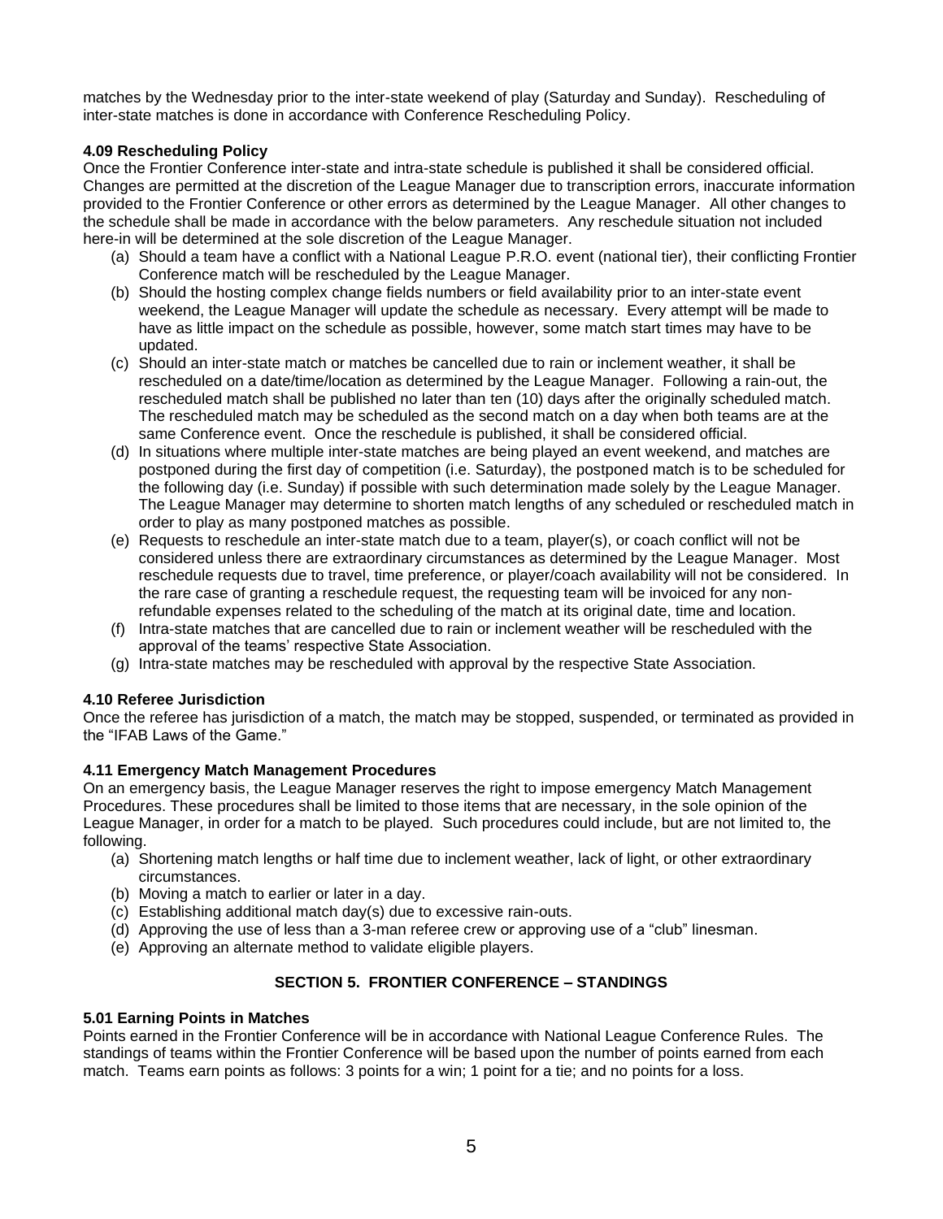matches by the Wednesday prior to the inter-state weekend of play (Saturday and Sunday). Rescheduling of inter-state matches is done in accordance with Conference Rescheduling Policy.

**4.09 Rescheduling Policy**

Once the Frontier Conference inter-state and intra-state schedule is published it shall be considered official. Changes are permitted at the discretion of the League Manager due to transcription errors, inaccurate information provided to the Frontier Conference or other errors as determined by the League Manager. All other changes to the schedule shall be made in accordance with the below parameters. Any reschedule situation not included here-in will be determined at the sole discretion of the League Manager.

- (a) Should a team have a conflict with a National League P.R.O. event (national tier), their conflicting Frontier Conference match will be rescheduled by the League Manager.
- (b) Should the hosting complex change fields numbers or field availability prior to an inter-state event weekend, the League Manager will update the schedule as necessary. Every attempt will be made to have as little impact on the schedule as possible, however, some match start times may have to be updated.
- (c) Should an inter-state match or matches be cancelled due to rain or inclement weather, it shall be rescheduled on a date/time/location as determined by the League Manager. Following a rain-out, the rescheduled match shall be published no later than ten (10) days after the originally scheduled match. The rescheduled match may be scheduled as the second match on a day when both teams are at the same Conference event. Once the reschedule is published, it shall be considered official.
- (d) In situations where multiple inter-state matches are being played an event weekend, and matches are postponed during the first day of competition (i.e. Saturday), the postponed match is to be scheduled for the following day (i.e. Sunday) if possible with such determination made solely by the League Manager. The League Manager may determine to shorten match lengths of any scheduled or rescheduled match in order to play as many postponed matches as possible.
- (e) Requests to reschedule an inter-state match due to a team, player(s), or coach conflict will not be considered unless there are extraordinary circumstances as determined by the League Manager. Most reschedule requests due to travel, time preference, or player/coach availability will not be considered. In the rare case of granting a reschedule request, the requesting team will be invoiced for any non-refundable expenses related to the scheduling of the match at its original date, time and location.
- (f) Intra-state matches that are cancelled due to rain or inclement weather will be rescheduled with the approval of the teams' respective State Association.
- (g) Intra-state matches may be rescheduled with approval by the respective State Association.

**4.10 Referee Jurisdiction**

Once the referee has jurisdiction of a match, the match may be stopped, suspended, or terminated as provided in the "IFAB Laws of the Game."

**4.11 Emergency Match Management Procedures**

On an emergency basis, the League Manager reserves the right to impose emergency Match Management Procedures. These procedures shall be limited to those items that are necessary, in the sole opinion of the League Manager, in order for a match to be played. Such procedures could include, but are not limited to, the following.

- (a) Shortening match lengths or half time due to inclement weather, lack of light, or other extraordinary circumstances.
- (b) Moving a match to earlier or later in a day.
- (c) Establishing additional match day(s) due to excessive rain-outs.
- (d) Approving the use of less than a 3-man referee crew or approving use of a "club" linesman.
- (e) Approving an alternate method to validate eligible players.

## SECTION 5. FRONTIER CONFERENCE – STANDINGS

**5.01 Earning Points in Matches**

Points earned in the Frontier Conference will be in accordance with National League Conference Rules. The standings of teams within the Frontier Conference will be based upon the number of points earned from each match. Teams earn points as follows: 3 points for a win; 1 point for a tie; and no points for a loss.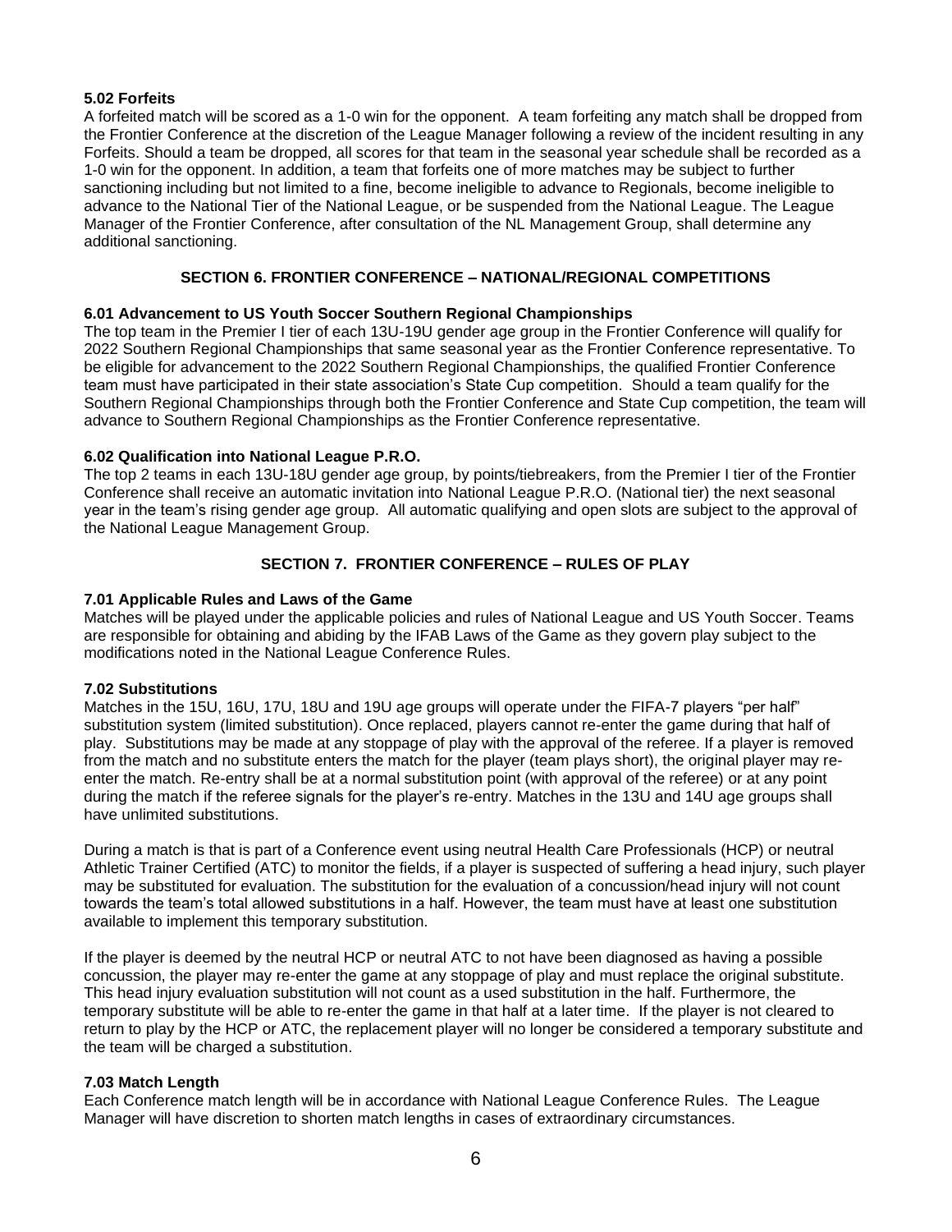**5.02 Forfeits**

A forfeited match will be scored as a 1-0 win for the opponent. A team forfeiting any match shall be dropped from the Frontier Conference at the discretion of the League Manager following a review of the incident resulting in any Forfeits. Should a team be dropped, all scores for that team in the seasonal year schedule shall be recorded as a 1-0 win for the opponent. In addition, a team that forfeits one of more matches may be subject to further sanctioning including but not limited to a fine, become ineligible to advance to Regionals, become ineligible to advance to the National Tier of the National League, or be suspended from the National League. The League Manager of the Frontier Conference, after consultation of the NL Management Group, shall determine any additional sanctioning.

## SECTION 6. FRONTIER CONFERENCE – NATIONAL/REGIONAL COMPETITIONS

**6.01 Advancement to US Youth Soccer Southern Regional Championships**

The top team in the Premier I tier of each 13U-19U gender age group in the Frontier Conference will qualify for 2022 Southern Regional Championships that same seasonal year as the Frontier Conference representative. To be eligible for advancement to the 2022 Southern Regional Championships, the qualified Frontier Conference team must have participated in their state association's State Cup competition. Should a team qualify for the Southern Regional Championships through both the Frontier Conference and State Cup competition, the team will advance to Southern Regional Championships as the Frontier Conference representative.

**6.02 Qualification into National League P.R.O.**

The top 2 teams in each 13U-18U gender age group, by points/tiebreakers, from the Premier I tier of the Frontier Conference shall receive an automatic invitation into National League P.R.O. (National tier) the next seasonal year in the team's rising gender age group. All automatic qualifying and open slots are subject to the approval of the National League Management Group.

## SECTION 7. FRONTIER CONFERENCE – RULES OF PLAY

**7.01 Applicable Rules and Laws of the Game**

Matches will be played under the applicable policies and rules of National League and US Youth Soccer. Teams are responsible for obtaining and abiding by the IFAB Laws of the Game as they govern play subject to the modifications noted in the National League Conference Rules.

**7.02 Substitutions**

Matches in the 15U, 16U, 17U, 18U and 19U age groups will operate under the FIFA-7 players "per half" substitution system (limited substitution). Once replaced, players cannot re-enter the game during that half of play. Substitutions may be made at any stoppage of play with the approval of the referee. If a player is removed from the match and no substitute enters the match for the player (team plays short), the original player may re-enter the match. Re-entry shall be at a normal substitution point (with approval of the referee) or at any point during the match if the referee signals for the player's re-entry. Matches in the 13U and 14U age groups shall have unlimited substitutions.

During a match is that is part of a Conference event using neutral Health Care Professionals (HCP) or neutral Athletic Trainer Certified (ATC) to monitor the fields, if a player is suspected of suffering a head injury, such player may be substituted for evaluation. The substitution for the evaluation of a concussion/head injury will not count towards the team's total allowed substitutions in a half. However, the team must have at least one substitution available to implement this temporary substitution.

If the player is deemed by the neutral HCP or neutral ATC to not have been diagnosed as having a possible concussion, the player may re-enter the game at any stoppage of play and must replace the original substitute. This head injury evaluation substitution will not count as a used substitution in the half. Furthermore, the temporary substitute will be able to re-enter the game in that half at a later time. If the player is not cleared to return to play by the HCP or ATC, the replacement player will no longer be considered a temporary substitute and the team will be charged a substitution.

**7.03 Match Length**

Each Conference match length will be in accordance with National League Conference Rules. The League Manager will have discretion to shorten match lengths in cases of extraordinary circumstances.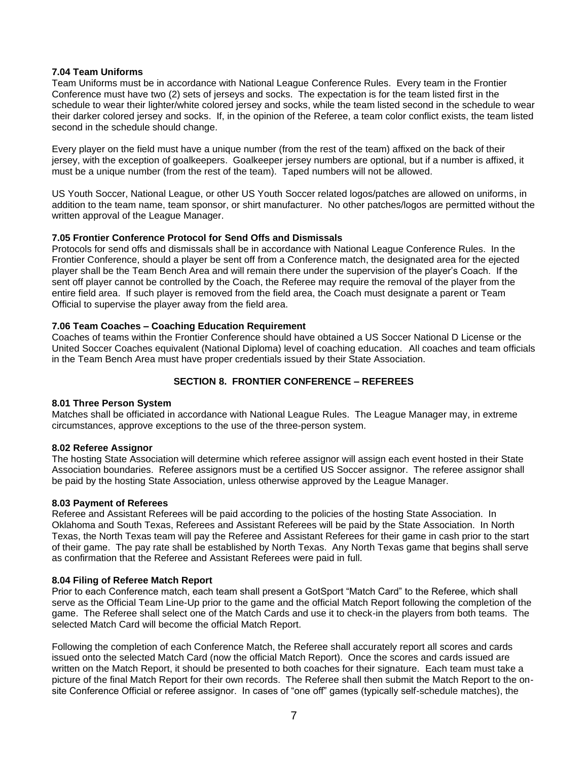**7.04 Team Uniforms**

Team Uniforms must be in accordance with National League Conference Rules. Every team in the Frontier Conference must have two (2) sets of jerseys and socks. The expectation is for the team listed first in the schedule to wear their lighter/white colored jersey and socks, while the team listed second in the schedule to wear their darker colored jersey and socks. If, in the opinion of the Referee, a team color conflict exists, the team listed second in the schedule should change.

Every player on the field must have a unique number (from the rest of the team) affixed on the back of their jersey, with the exception of goalkeepers. Goalkeeper jersey numbers are optional, but if a number is affixed, it must be a unique number (from the rest of the team). Taped numbers will not be allowed.

US Youth Soccer, National League, or other US Youth Soccer related logos/patches are allowed on uniforms, in addition to the team name, team sponsor, or shirt manufacturer. No other patches/logos are permitted without the written approval of the League Manager.

**7.05 Frontier Conference Protocol for Send Offs and Dismissals**

Protocols for send offs and dismissals shall be in accordance with National League Conference Rules. In the Frontier Conference, should a player be sent off from a Conference match, the designated area for the ejected player shall be the Team Bench Area and will remain there under the supervision of the player's Coach. If the sent off player cannot be controlled by the Coach, the Referee may require the removal of the player from the entire field area. If such player is removed from the field area, the Coach must designate a parent or Team Official to supervise the player away from the field area.

**7.06 Team Coaches – Coaching Education Requirement**

Coaches of teams within the Frontier Conference should have obtained a US Soccer National D License or the United Soccer Coaches equivalent (National Diploma) level of coaching education. All coaches and team officials in the Team Bench Area must have proper credentials issued by their State Association.

## SECTION 8. FRONTIER CONFERENCE – REFEREES

**8.01 Three Person System**

Matches shall be officiated in accordance with National League Rules. The League Manager may, in extreme circumstances, approve exceptions to the use of the three-person system.

**8.02 Referee Assignor**

The hosting State Association will determine which referee assignor will assign each event hosted in their State Association boundaries. Referee assignors must be a certified US Soccer assignor. The referee assignor shall be paid by the hosting State Association, unless otherwise approved by the League Manager.

**8.03 Payment of Referees**

Referee and Assistant Referees will be paid according to the policies of the hosting State Association. In Oklahoma and South Texas, Referees and Assistant Referees will be paid by the State Association. In North Texas, the North Texas team will pay the Referee and Assistant Referees for their game in cash prior to the start of their game. The pay rate shall be established by North Texas. Any North Texas game that begins shall serve as confirmation that the Referee and Assistant Referees were paid in full.

**8.04 Filing of Referee Match Report**

Prior to each Conference match, each team shall present a GotSport "Match Card" to the Referee, which shall serve as the Official Team Line-Up prior to the game and the official Match Report following the completion of the game. The Referee shall select one of the Match Cards and use it to check-in the players from both teams. The selected Match Card will become the official Match Report.

Following the completion of each Conference Match, the Referee shall accurately report all scores and cards issued onto the selected Match Card (now the official Match Report). Once the scores and cards issued are written on the Match Report, it should be presented to both coaches for their signature. Each team must take a picture of the final Match Report for their own records. The Referee shall then submit the Match Report to the on-site Conference Official or referee assignor. In cases of "one off" games (typically self-schedule matches), the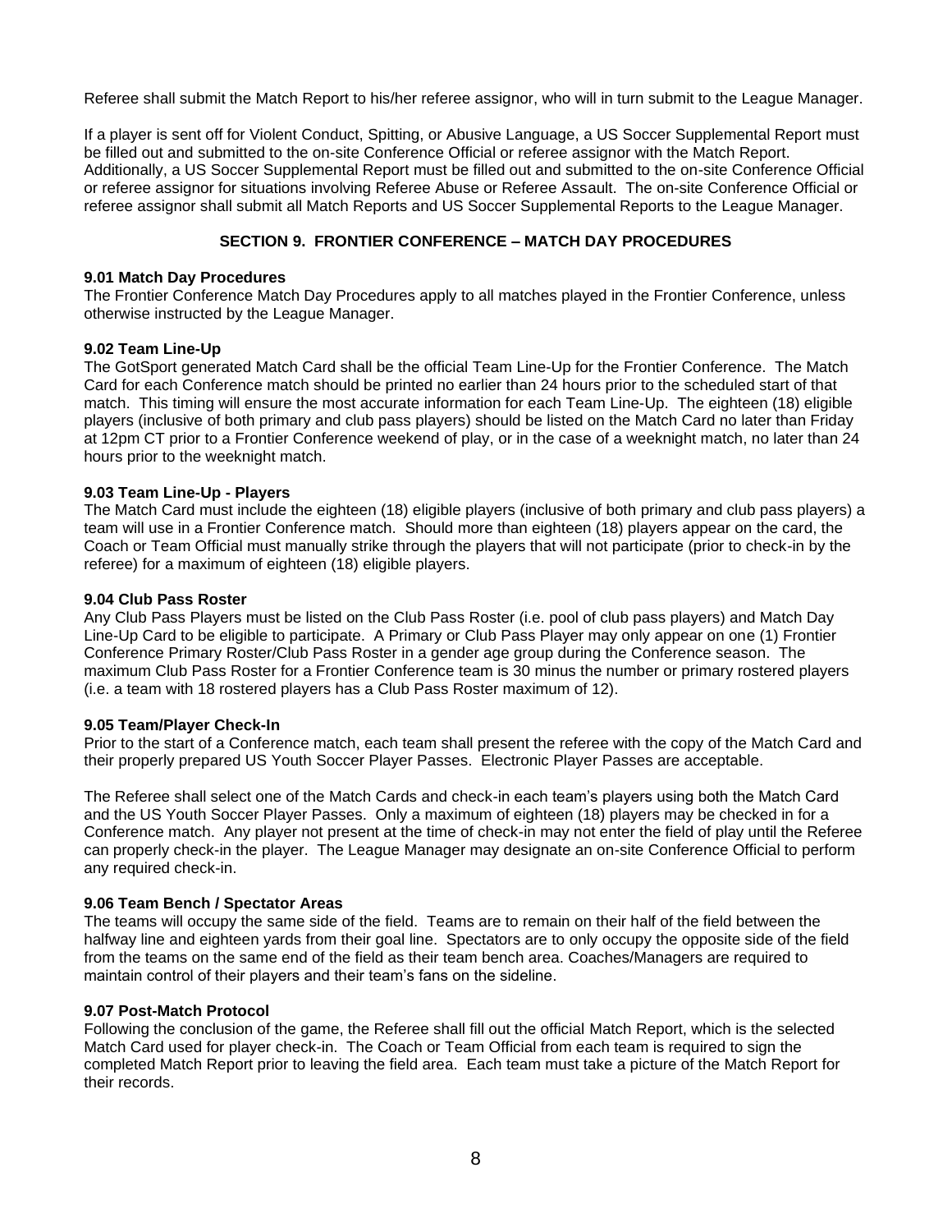Referee shall submit the Match Report to his/her referee assignor, who will in turn submit to the League Manager.

If a player is sent off for Violent Conduct, Spitting, or Abusive Language, a US Soccer Supplemental Report must be filled out and submitted to the on-site Conference Official or referee assignor with the Match Report. Additionally, a US Soccer Supplemental Report must be filled out and submitted to the on-site Conference Official or referee assignor for situations involving Referee Abuse or Referee Assault. The on-site Conference Official or referee assignor shall submit all Match Reports and US Soccer Supplemental Reports to the League Manager.

## SECTION 9. FRONTIER CONFERENCE – MATCH DAY PROCEDURES

**9.01 Match Day Procedures**
The Frontier Conference Match Day Procedures apply to all matches played in the Frontier Conference, unless otherwise instructed by the League Manager.

**9.02 Team Line-Up**
The GotSport generated Match Card shall be the official Team Line-Up for the Frontier Conference. The Match Card for each Conference match should be printed no earlier than 24 hours prior to the scheduled start of that match. This timing will ensure the most accurate information for each Team Line-Up. The eighteen (18) eligible players (inclusive of both primary and club pass players) should be listed on the Match Card no later than Friday at 12pm CT prior to a Frontier Conference weekend of play, or in the case of a weeknight match, no later than 24 hours prior to the weeknight match.

**9.03 Team Line-Up - Players**
The Match Card must include the eighteen (18) eligible players (inclusive of both primary and club pass players) a team will use in a Frontier Conference match. Should more than eighteen (18) players appear on the card, the Coach or Team Official must manually strike through the players that will not participate (prior to check-in by the referee) for a maximum of eighteen (18) eligible players.

**9.04 Club Pass Roster**
Any Club Pass Players must be listed on the Club Pass Roster (i.e. pool of club pass players) and Match Day Line-Up Card to be eligible to participate. A Primary or Club Pass Player may only appear on one (1) Frontier Conference Primary Roster/Club Pass Roster in a gender age group during the Conference season. The maximum Club Pass Roster for a Frontier Conference team is 30 minus the number or primary rostered players (i.e. a team with 18 rostered players has a Club Pass Roster maximum of 12).

**9.05 Team/Player Check-In**
Prior to the start of a Conference match, each team shall present the referee with the copy of the Match Card and their properly prepared US Youth Soccer Player Passes. Electronic Player Passes are acceptable.

The Referee shall select one of the Match Cards and check-in each team's players using both the Match Card and the US Youth Soccer Player Passes. Only a maximum of eighteen (18) players may be checked in for a Conference match. Any player not present at the time of check-in may not enter the field of play until the Referee can properly check-in the player. The League Manager may designate an on-site Conference Official to perform any required check-in.

**9.06 Team Bench / Spectator Areas**
The teams will occupy the same side of the field. Teams are to remain on their half of the field between the halfway line and eighteen yards from their goal line. Spectators are to only occupy the opposite side of the field from the teams on the same end of the field as their team bench area. Coaches/Managers are required to maintain control of their players and their team's fans on the sideline.

**9.07 Post-Match Protocol**
Following the conclusion of the game, the Referee shall fill out the official Match Report, which is the selected Match Card used for player check-in. The Coach or Team Official from each team is required to sign the completed Match Report prior to leaving the field area. Each team must take a picture of the Match Report for their records.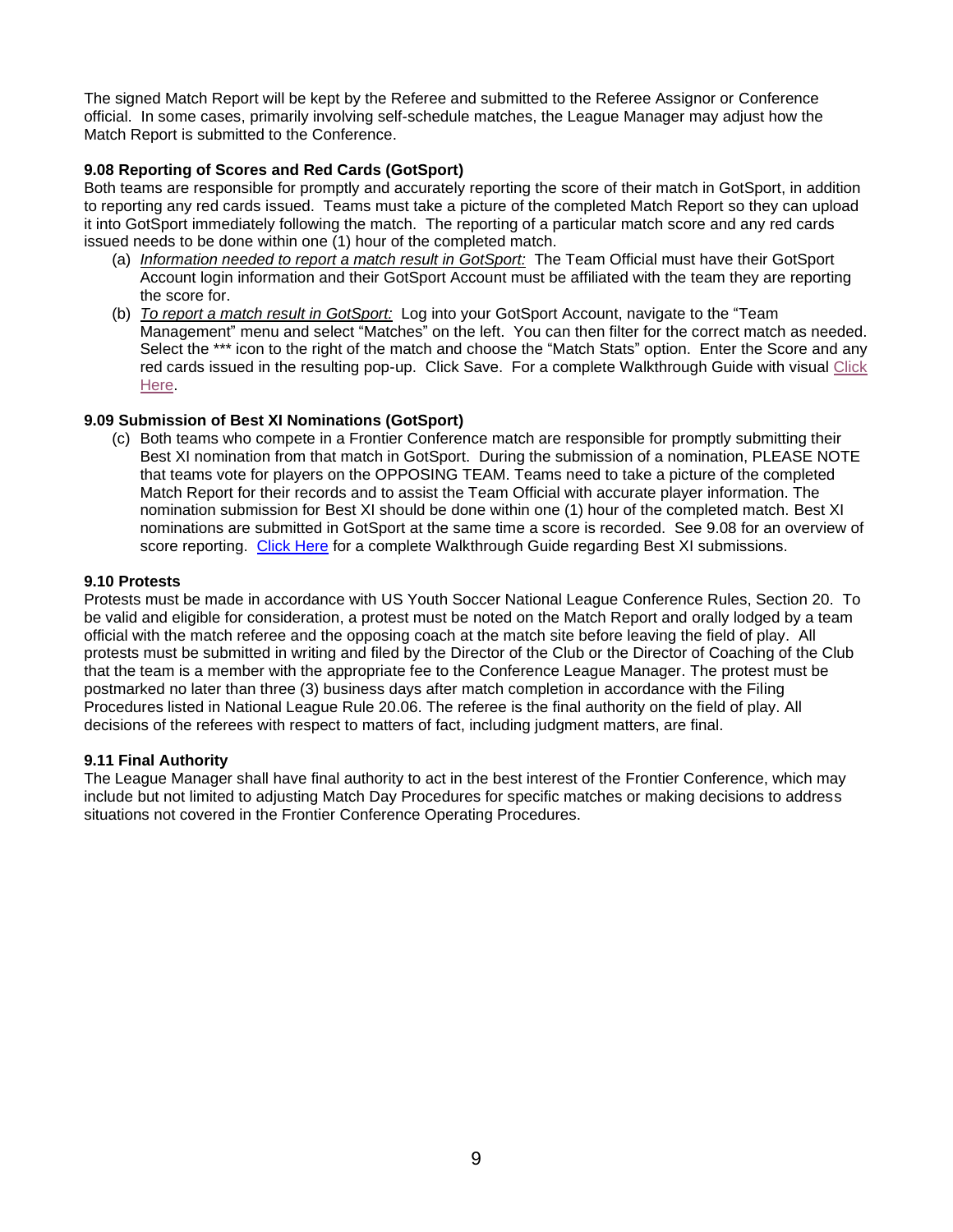The signed Match Report will be kept by the Referee and submitted to the Referee Assignor or Conference official. In some cases, primarily involving self-schedule matches, the League Manager may adjust how the Match Report is submitted to the Conference.

**9.08 Reporting of Scores and Red Cards (GotSport)**

Both teams are responsible for promptly and accurately reporting the score of their match in GotSport, in addition to reporting any red cards issued. Teams must take a picture of the completed Match Report so they can upload it into GotSport immediately following the match. The reporting of a particular match score and any red cards issued needs to be done within one (1) hour of the completed match.

(a) *Information needed to report a match result in GotSport:* The Team Official must have their GotSport Account login information and their GotSport Account must be affiliated with the team they are reporting the score for.

(b) *To report a match result in GotSport:* Log into your GotSport Account, navigate to the "Team Management" menu and select "Matches" on the left. You can then filter for the correct match as needed. Select the *** icon to the right of the match and choose the "Match Stats" option. Enter the Score and any red cards issued in the resulting pop-up. Click Save. For a complete Walkthrough Guide with visual Click Here.

**9.09 Submission of Best XI Nominations (GotSport)**

(c) Both teams who compete in a Frontier Conference match are responsible for promptly submitting their Best XI nomination from that match in GotSport. During the submission of a nomination, PLEASE NOTE that teams vote for players on the OPPOSING TEAM. Teams need to take a picture of the completed Match Report for their records and to assist the Team Official with accurate player information. The nomination submission for Best XI should be done within one (1) hour of the completed match. Best XI nominations are submitted in GotSport at the same time a score is recorded. See 9.08 for an overview of score reporting. Click Here for a complete Walkthrough Guide regarding Best XI submissions.

**9.10 Protests**

Protests must be made in accordance with US Youth Soccer National League Conference Rules, Section 20. To be valid and eligible for consideration, a protest must be noted on the Match Report and orally lodged by a team official with the match referee and the opposing coach at the match site before leaving the field of play. All protests must be submitted in writing and filed by the Director of the Club or the Director of Coaching of the Club that the team is a member with the appropriate fee to the Conference League Manager. The protest must be postmarked no later than three (3) business days after match completion in accordance with the Filing Procedures listed in National League Rule 20.06. The referee is the final authority on the field of play. All decisions of the referees with respect to matters of fact, including judgment matters, are final.

**9.11 Final Authority**

The League Manager shall have final authority to act in the best interest of the Frontier Conference, which may include but not limited to adjusting Match Day Procedures for specific matches or making decisions to address situations not covered in the Frontier Conference Operating Procedures.